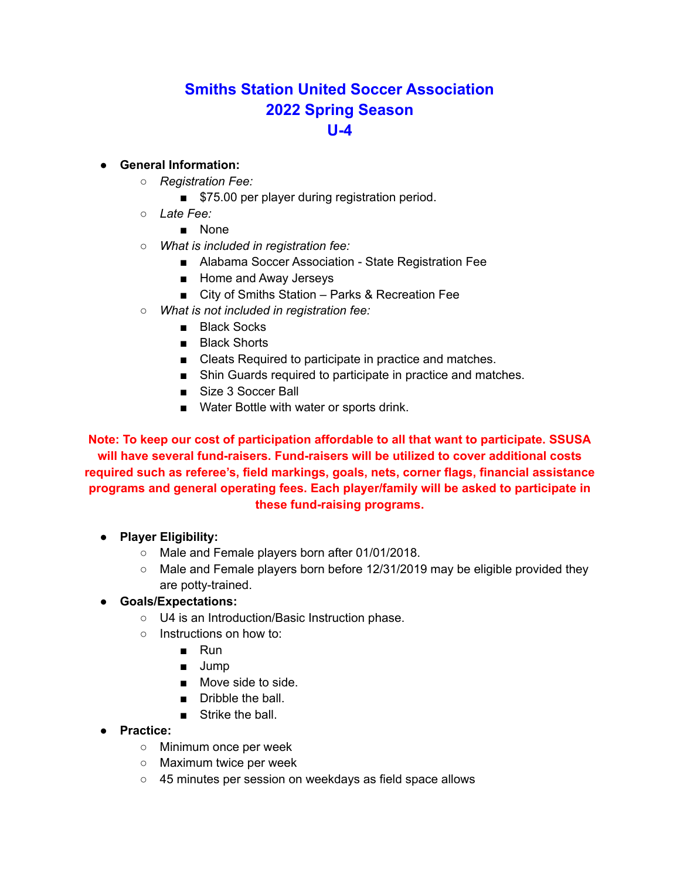# Smiths Station United Soccer Association
## 2022 Spring Season
## U-4

- **General Information:**
  - *Registration Fee:*
    - $75.00 per player during registration period.
  - *Late Fee:*
    - None
  - *What is included in registration fee:*
    - Alabama Soccer Association - State Registration Fee
    - Home and Away Jerseys
    - City of Smiths Station – Parks & Recreation Fee
  - *What is not included in registration fee:*
    - Black Socks
    - Black Shorts
    - Cleats Required to participate in practice and matches.
    - Shin Guards required to participate in practice and matches.
    - Size 3 Soccer Ball
    - Water Bottle with water or sports drink.

**Note: To keep our cost of participation affordable to all that want to participate. SSUSA will have several fund-raisers. Fund-raisers will be utilized to cover additional costs required such as referee's, field markings, goals, nets, corner flags, financial assistance programs and general operating fees. Each player/family will be asked to participate in these fund-raising programs.**

- **Player Eligibility:**
  - Male and Female players born after 01/01/2018.
  - Male and Female players born before 12/31/2019 may be eligible provided they are potty-trained.
- **Goals/Expectations:**
  - U4 is an Introduction/Basic Instruction phase.
  - Instructions on how to:
    - Run
    - Jump
    - Move side to side.
    - Dribble the ball.
    - Strike the ball.
- **Practice:**
  - Minimum once per week
  - Maximum twice per week
  - 45 minutes per session on weekdays as field space allows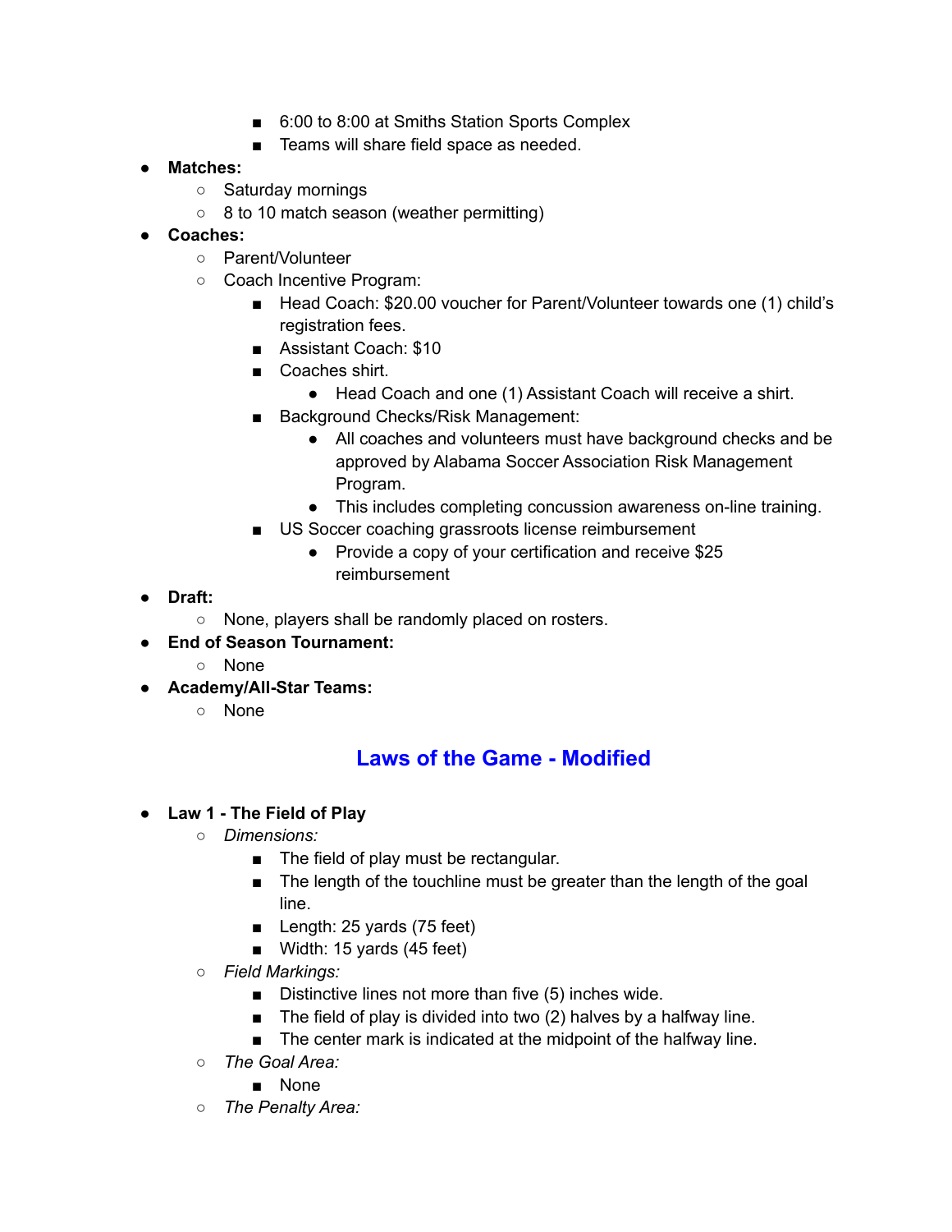- 6:00 to 8:00 at Smiths Station Sports Complex
        - Teams will share field space as needed.
- **Matches:**
    - Saturday mornings
    - 8 to 10 match season (weather permitting)
- **Coaches:**
    - Parent/Volunteer
    - Coach Incentive Program:
        - Head Coach: $20.00 voucher for Parent/Volunteer towards one (1) child's registration fees.
        - Assistant Coach: $10
        - Coaches shirt.
            - Head Coach and one (1) Assistant Coach will receive a shirt.
        - Background Checks/Risk Management:
            - All coaches and volunteers must have background checks and be approved by Alabama Soccer Association Risk Management Program.
            - This includes completing concussion awareness on-line training.
        - US Soccer coaching grassroots license reimbursement
            - Provide a copy of your certification and receive $25 reimbursement
- **Draft:**
    - None, players shall be randomly placed on rosters.
- **End of Season Tournament:**
    - None
- **Academy/All-Star Teams:**
    - None

## Laws of the Game - Modified

- **Law 1 - The Field of Play**
    - *Dimensions:*
        - The field of play must be rectangular.
        - The length of the touchline must be greater than the length of the goal line.
        - Length: 25 yards (75 feet)
        - Width: 15 yards (45 feet)
    - *Field Markings:*
        - Distinctive lines not more than five (5) inches wide.
        - The field of play is divided into two (2) halves by a halfway line.
        - The center mark is indicated at the midpoint of the halfway line.
    - *The Goal Area:*
        - None
    - *The Penalty Area:*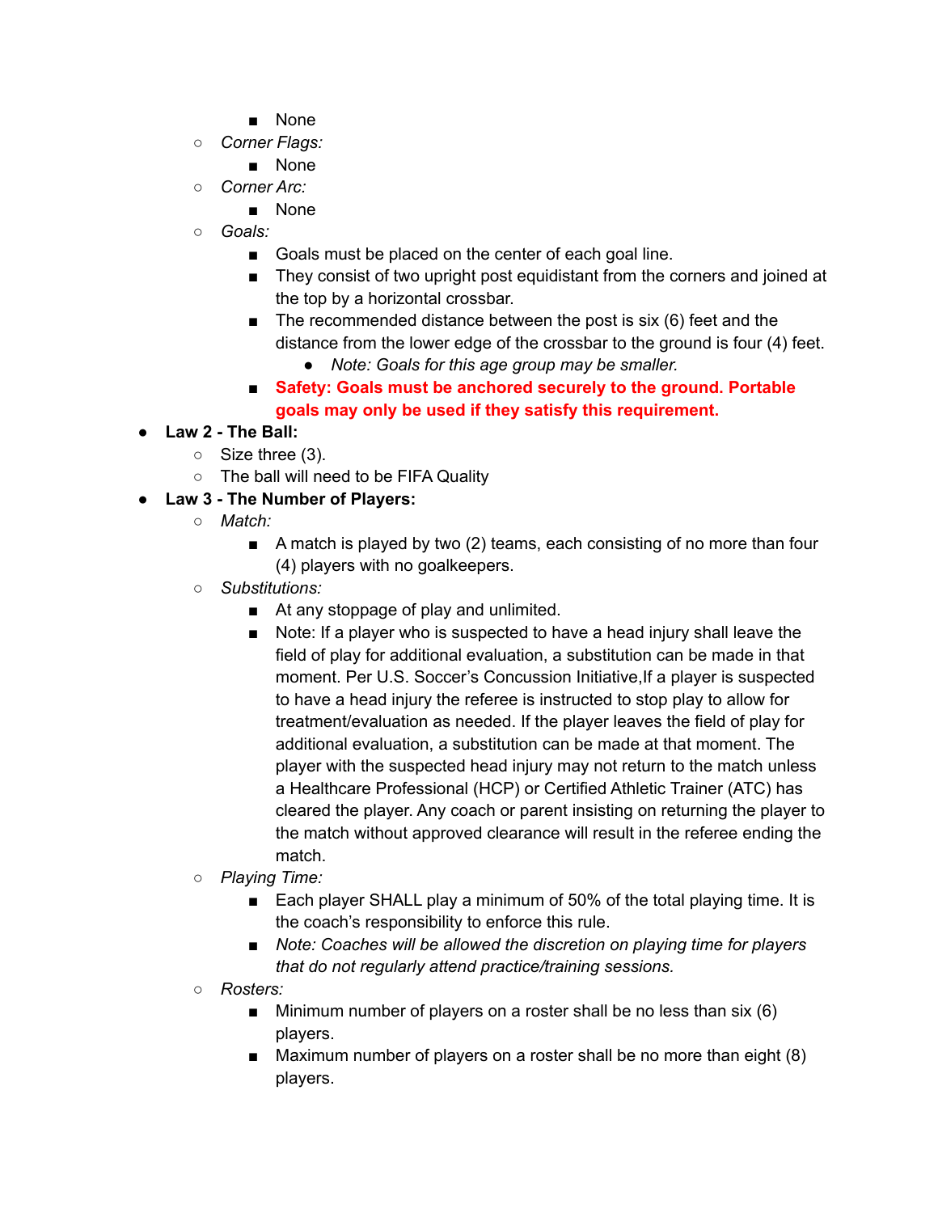- None
    - *Corner Flags:*
        - None
    - *Corner Arc:*
        - None
    - *Goals:*
        - Goals must be placed on the center of each goal line.
        - They consist of two upright post equidistant from the corners and joined at the top by a horizontal crossbar.
        - The recommended distance between the post is six (6) feet and the distance from the lower edge of the crossbar to the ground is four (4) feet.
            - *Note: Goals for this age group may be smaller.*
        - **Safety: Goals must be anchored securely to the ground. Portable goals may only be used if they satisfy this requirement.**
- **Law 2 - The Ball:**
    - Size three (3).
    - The ball will need to be FIFA Quality
- **Law 3 - The Number of Players:**
    - *Match:*
        - A match is played by two (2) teams, each consisting of no more than four (4) players with no goalkeepers.
    - *Substitutions:*
        - At any stoppage of play and unlimited.
        - Note: If a player who is suspected to have a head injury shall leave the field of play for additional evaluation, a substitution can be made in that moment. Per U.S. Soccer's Concussion Initiative,If a player is suspected to have a head injury the referee is instructed to stop play to allow for treatment/evaluation as needed. If the player leaves the field of play for additional evaluation, a substitution can be made at that moment. The player with the suspected head injury may not return to the match unless a Healthcare Professional (HCP) or Certified Athletic Trainer (ATC) has cleared the player. Any coach or parent insisting on returning the player to the match without approved clearance will result in the referee ending the match.
    - *Playing Time:*
        - Each player SHALL play a minimum of 50% of the total playing time. It is the coach's responsibility to enforce this rule.
        - *Note: Coaches will be allowed the discretion on playing time for players that do not regularly attend practice/training sessions.*
    - *Rosters:*
        - Minimum number of players on a roster shall be no less than six (6) players.
        - Maximum number of players on a roster shall be no more than eight (8) players.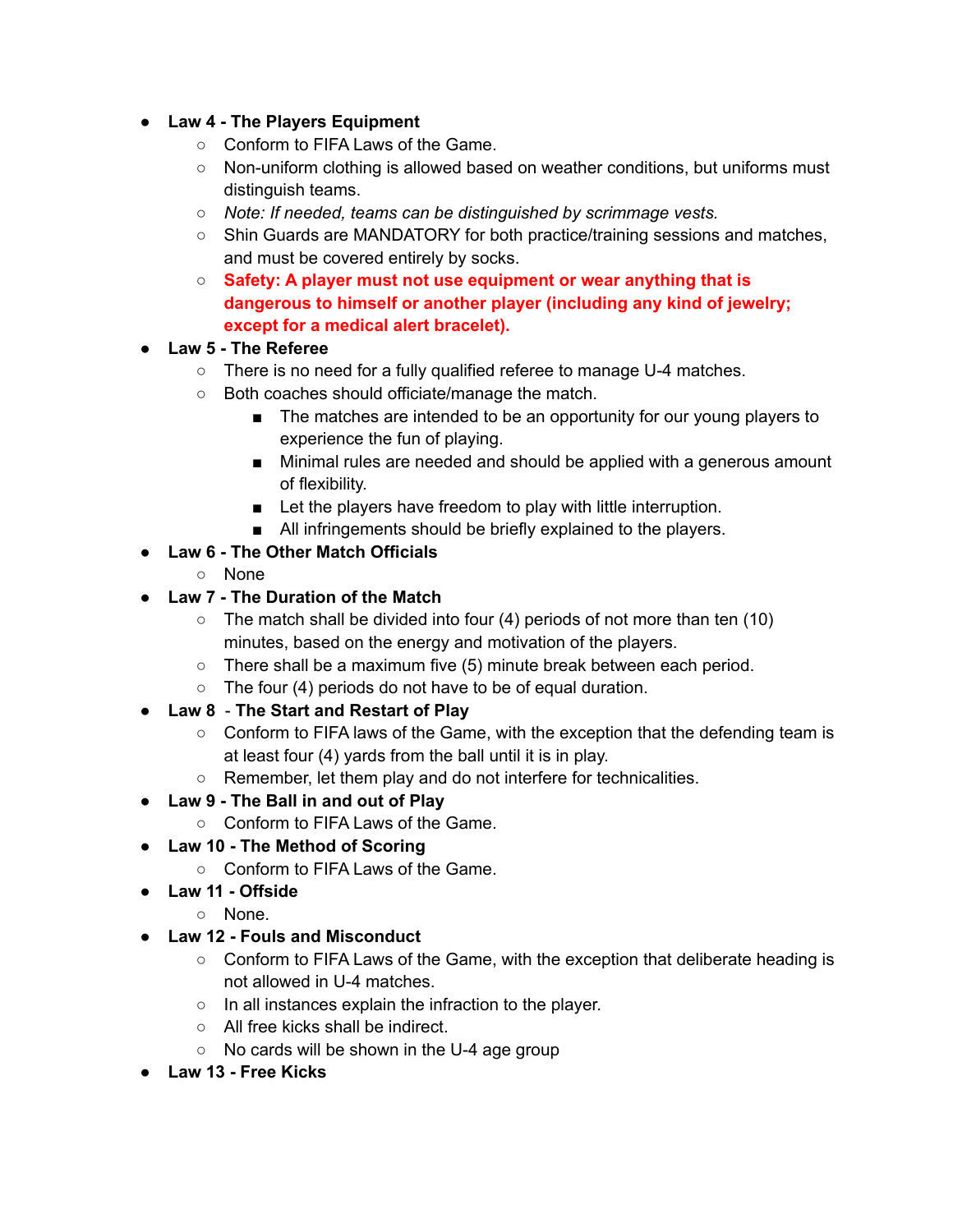- **Law 4 - The Players Equipment**
  - Conform to FIFA Laws of the Game.
  - Non-uniform clothing is allowed based on weather conditions, but uniforms must distinguish teams.
  - *Note: If needed, teams can be distinguished by scrimmage vests.*
  - Shin Guards are MANDATORY for both practice/training sessions and matches, and must be covered entirely by socks.
  - **Safety: A player must not use equipment or wear anything that is dangerous to himself or another player (including any kind of jewelry; except for a medical alert bracelet).**
- **Law 5 - The Referee**
  - There is no need for a fully qualified referee to manage U-4 matches.
  - Both coaches should officiate/manage the match.
    - The matches are intended to be an opportunity for our young players to experience the fun of playing.
    - Minimal rules are needed and should be applied with a generous amount of flexibility.
    - Let the players have freedom to play with little interruption.
    - All infringements should be briefly explained to the players.
- **Law 6 - The Other Match Officials**
  - None
- **Law 7 - The Duration of the Match**
  - The match shall be divided into four (4) periods of not more than ten (10) minutes, based on the energy and motivation of the players.
  - There shall be a maximum five (5) minute break between each period.
  - The four (4) periods do not have to be of equal duration.
- **Law 8 - The Start and Restart of Play**
  - Conform to FIFA laws of the Game, with the exception that the defending team is at least four (4) yards from the ball until it is in play.
  - Remember, let them play and do not interfere for technicalities.
- **Law 9 - The Ball in and out of Play**
  - Conform to FIFA Laws of the Game.
- **Law 10 - The Method of Scoring**
  - Conform to FIFA Laws of the Game.
- **Law 11 - Offside**
  - None.
- **Law 12 - Fouls and Misconduct**
  - Conform to FIFA Laws of the Game, with the exception that deliberate heading is not allowed in U-4 matches.
  - In all instances explain the infraction to the player.
  - All free kicks shall be indirect.
  - No cards will be shown in the U-4 age group
- **Law 13 - Free Kicks**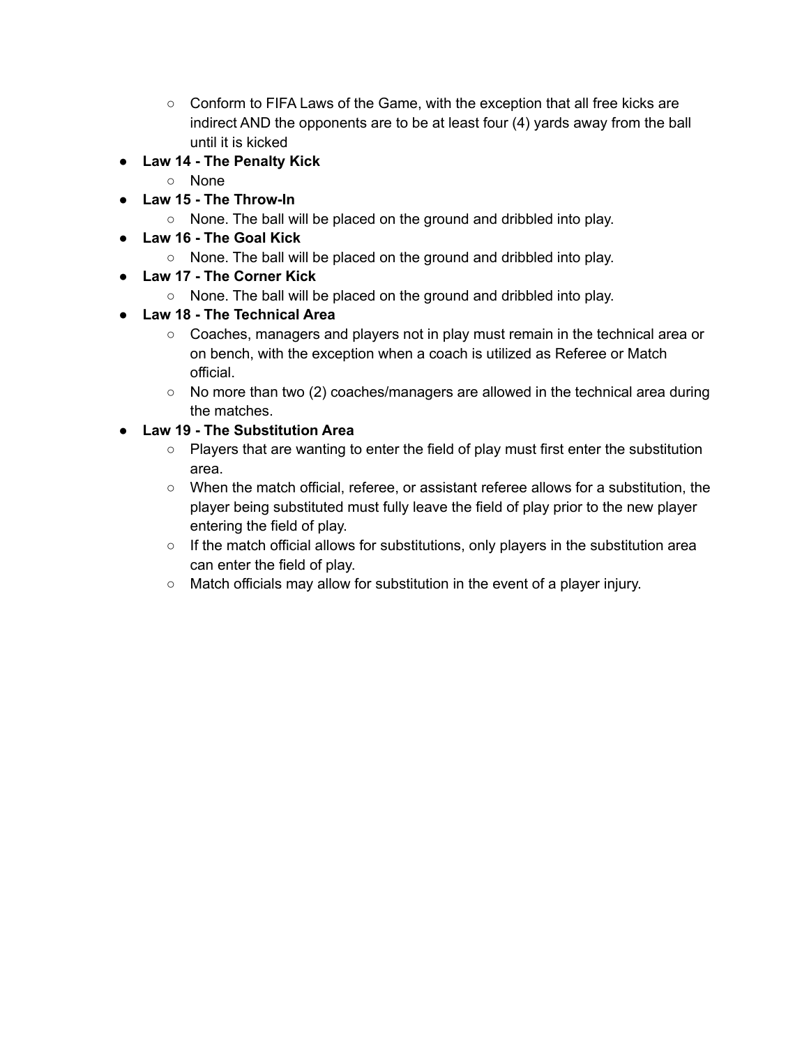- Conform to FIFA Laws of the Game, with the exception that all free kicks are indirect AND the opponents are to be at least four (4) yards away from the ball until it is kicked
- **Law 14 - The Penalty Kick**
  - None
- **Law 15 - The Throw-In**
  - None. The ball will be placed on the ground and dribbled into play.
- **Law 16 - The Goal Kick**
  - None. The ball will be placed on the ground and dribbled into play.
- **Law 17 - The Corner Kick**
  - None. The ball will be placed on the ground and dribbled into play.
- **Law 18 - The Technical Area**
  - Coaches, managers and players not in play must remain in the technical area or on bench, with the exception when a coach is utilized as Referee or Match official.
  - No more than two (2) coaches/managers are allowed in the technical area during the matches.
- **Law 19 - The Substitution Area**
  - Players that are wanting to enter the field of play must first enter the substitution area.
  - When the match official, referee, or assistant referee allows for a substitution, the player being substituted must fully leave the field of play prior to the new player entering the field of play.
  - If the match official allows for substitutions, only players in the substitution area can enter the field of play.
  - Match officials may allow for substitution in the event of a player injury.